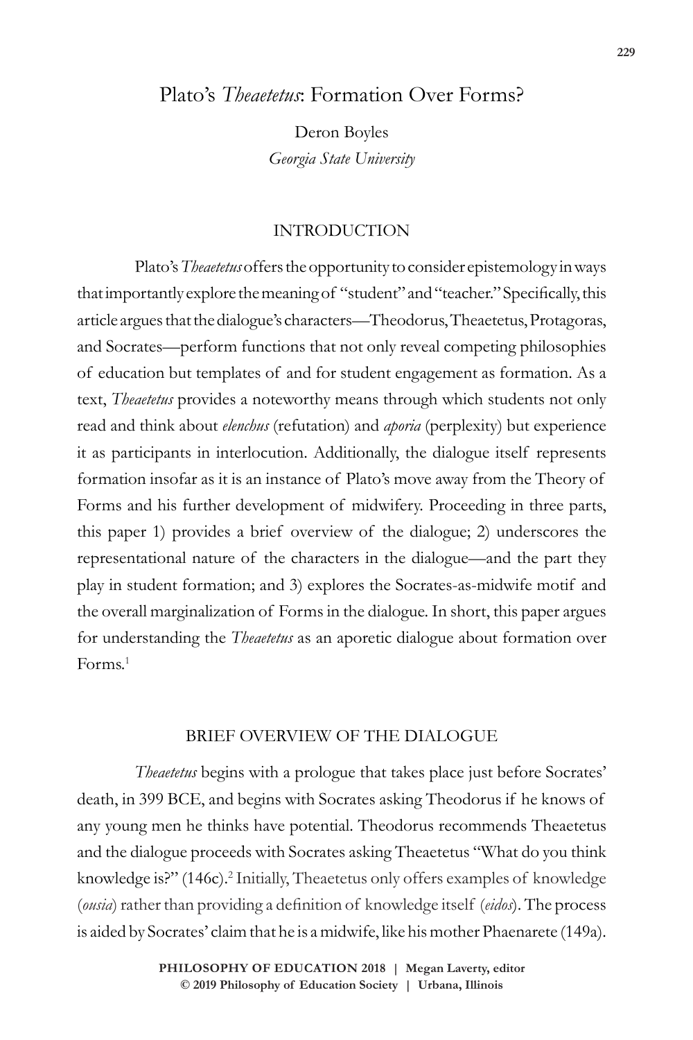# Plato's *Theaetetus*: Formation Over Forms?

Deron Boyles
*Georgia State University*

## INTRODUCTION

Plato's *Theaetetus* offers the opportunity to consider epistemology in ways that importantly explore the meaning of "student" and "teacher." Specifically, this article argues that the dialogue's characters—Theodorus, Theaetetus, Protagoras, and Socrates—perform functions that not only reveal competing philosophies of education but templates of and for student engagement as formation. As a text, *Theaetetus* provides a noteworthy means through which students not only read and think about *elenchus* (refutation) and *aporia* (perplexity) but experience it as participants in interlocution. Additionally, the dialogue itself represents formation insofar as it is an instance of Plato's move away from the Theory of Forms and his further development of midwifery. Proceeding in three parts, this paper 1) provides a brief overview of the dialogue; 2) underscores the representational nature of the characters in the dialogue—and the part they play in student formation; and 3) explores the Socrates-as-midwife motif and the overall marginalization of Forms in the dialogue. In short, this paper argues for understanding the *Theaetetus* as an aporetic dialogue about formation over Forms.[1]

## BRIEF OVERVIEW OF THE DIALOGUE

*Theaetetus* begins with a prologue that takes place just before Socrates' death, in 399 BCE, and begins with Socrates asking Theodorus if he knows of any young men he thinks have potential. Theodorus recommends Theaetetus and the dialogue proceeds with Socrates asking Theaetetus "What do you think knowledge is?" (146c).[2] Initially, Theaetetus only offers examples of knowledge (*ousia*) rather than providing a definition of knowledge itself (*eidos*). The process is aided by Socrates' claim that he is a midwife, like his mother Phaenarete (149a).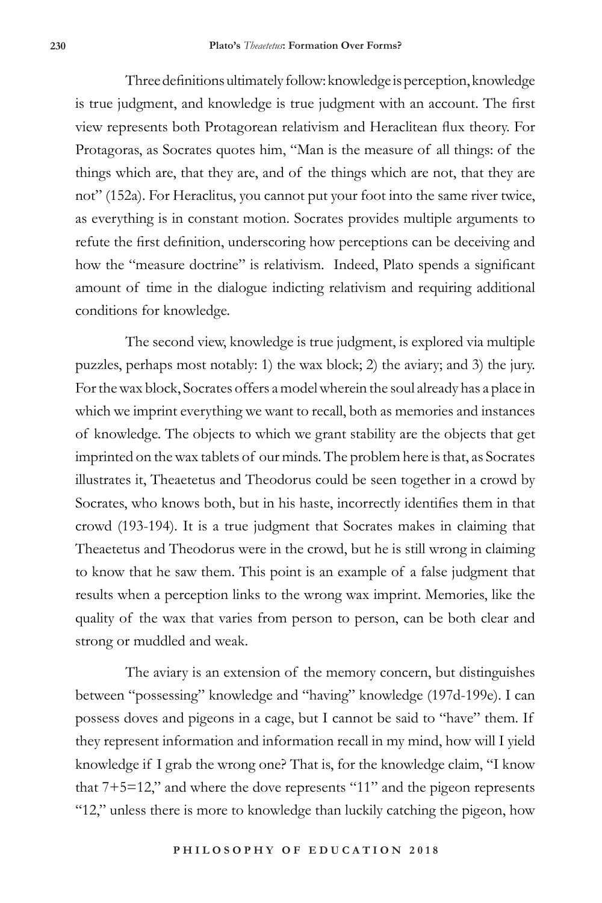Three definitions ultimately follow: knowledge is perception, knowledge is true judgment, and knowledge is true judgment with an account. The first view represents both Protagorean relativism and Heraclitean flux theory. For Protagoras, as Socrates quotes him, "Man is the measure of all things: of the things which are, that they are, and of the things which are not, that they are not" (152a). For Heraclitus, you cannot put your foot into the same river twice, as everything is in constant motion. Socrates provides multiple arguments to refute the first definition, underscoring how perceptions can be deceiving and how the "measure doctrine" is relativism. Indeed, Plato spends a significant amount of time in the dialogue indicting relativism and requiring additional conditions for knowledge.

The second view, knowledge is true judgment, is explored via multiple puzzles, perhaps most notably: 1) the wax block; 2) the aviary; and 3) the jury. For the wax block, Socrates offers a model wherein the soul already has a place in which we imprint everything we want to recall, both as memories and instances of knowledge. The objects to which we grant stability are the objects that get imprinted on the wax tablets of our minds. The problem here is that, as Socrates illustrates it, Theaetetus and Theodorus could be seen together in a crowd by Socrates, who knows both, but in his haste, incorrectly identifies them in that crowd (193-194). It is a true judgment that Socrates makes in claiming that Theaetetus and Theodorus were in the crowd, but he is still wrong in claiming to know that he saw them. This point is an example of a false judgment that results when a perception links to the wrong wax imprint. Memories, like the quality of the wax that varies from person to person, can be both clear and strong or muddled and weak.

The aviary is an extension of the memory concern, but distinguishes between "possessing" knowledge and "having" knowledge (197d-199e). I can possess doves and pigeons in a cage, but I cannot be said to "have" them. If they represent information and information recall in my mind, how will I yield knowledge if I grab the wrong one? That is, for the knowledge claim, "I know that 7+5=12," and where the dove represents "11" and the pigeon represents "12," unless there is more to knowledge than luckily catching the pigeon, how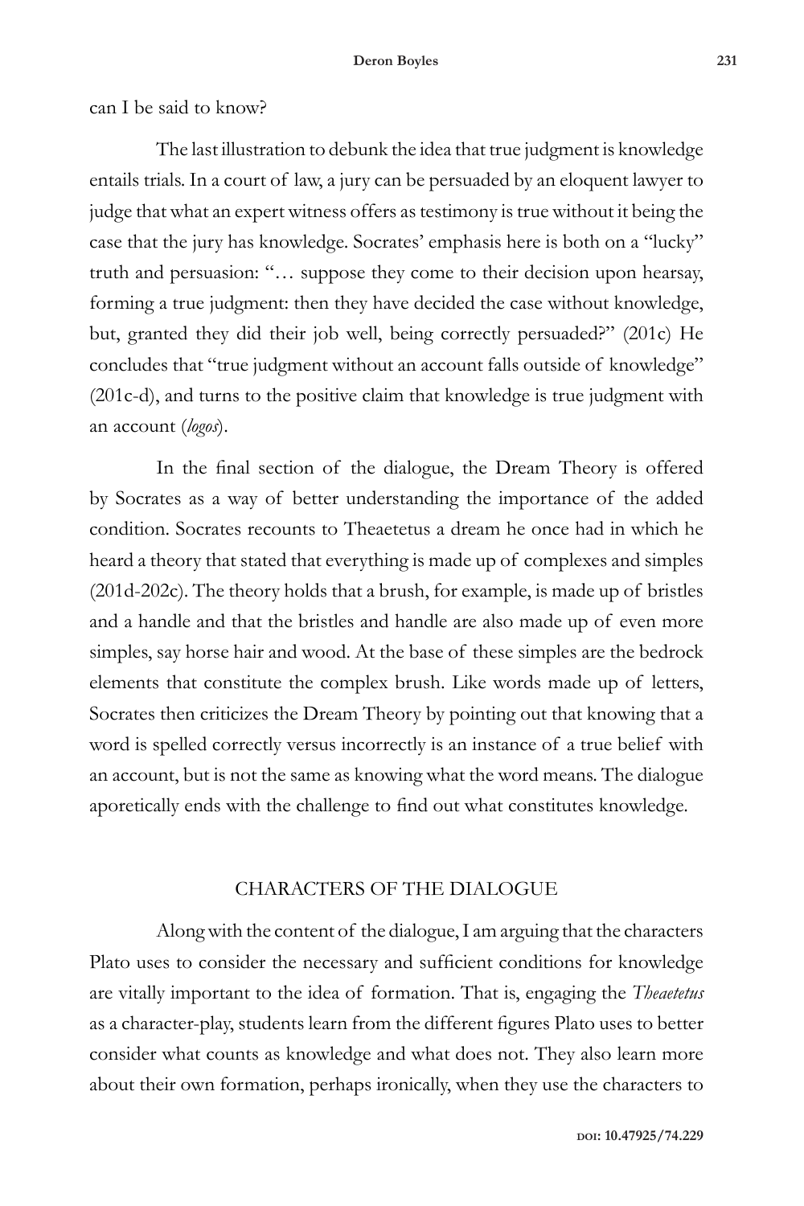can I be said to know?

The last illustration to debunk the idea that true judgment is knowledge entails trials. In a court of law, a jury can be persuaded by an eloquent lawyer to judge that what an expert witness offers as testimony is true without it being the case that the jury has knowledge. Socrates' emphasis here is both on a "lucky" truth and persuasion: "… suppose they come to their decision upon hearsay, forming a true judgment: then they have decided the case without knowledge, but, granted they did their job well, being correctly persuaded?" (201c) He concludes that "true judgment without an account falls outside of knowledge" (201c-d), and turns to the positive claim that knowledge is true judgment with an account (*logos*).

In the final section of the dialogue, the Dream Theory is offered by Socrates as a way of better understanding the importance of the added condition. Socrates recounts to Theaetetus a dream he once had in which he heard a theory that stated that everything is made up of complexes and simples (201d-202c). The theory holds that a brush, for example, is made up of bristles and a handle and that the bristles and handle are also made up of even more simples, say horse hair and wood. At the base of these simples are the bedrock elements that constitute the complex brush. Like words made up of letters, Socrates then criticizes the Dream Theory by pointing out that knowing that a word is spelled correctly versus incorrectly is an instance of a true belief with an account, but is not the same as knowing what the word means. The dialogue aporetically ends with the challenge to find out what constitutes knowledge.

## CHARACTERS OF THE DIALOGUE

Along with the content of the dialogue, I am arguing that the characters Plato uses to consider the necessary and sufficient conditions for knowledge are vitally important to the idea of formation. That is, engaging the *Theaetetus* as a character-play, students learn from the different figures Plato uses to better consider what counts as knowledge and what does not. They also learn more about their own formation, perhaps ironically, when they use the characters to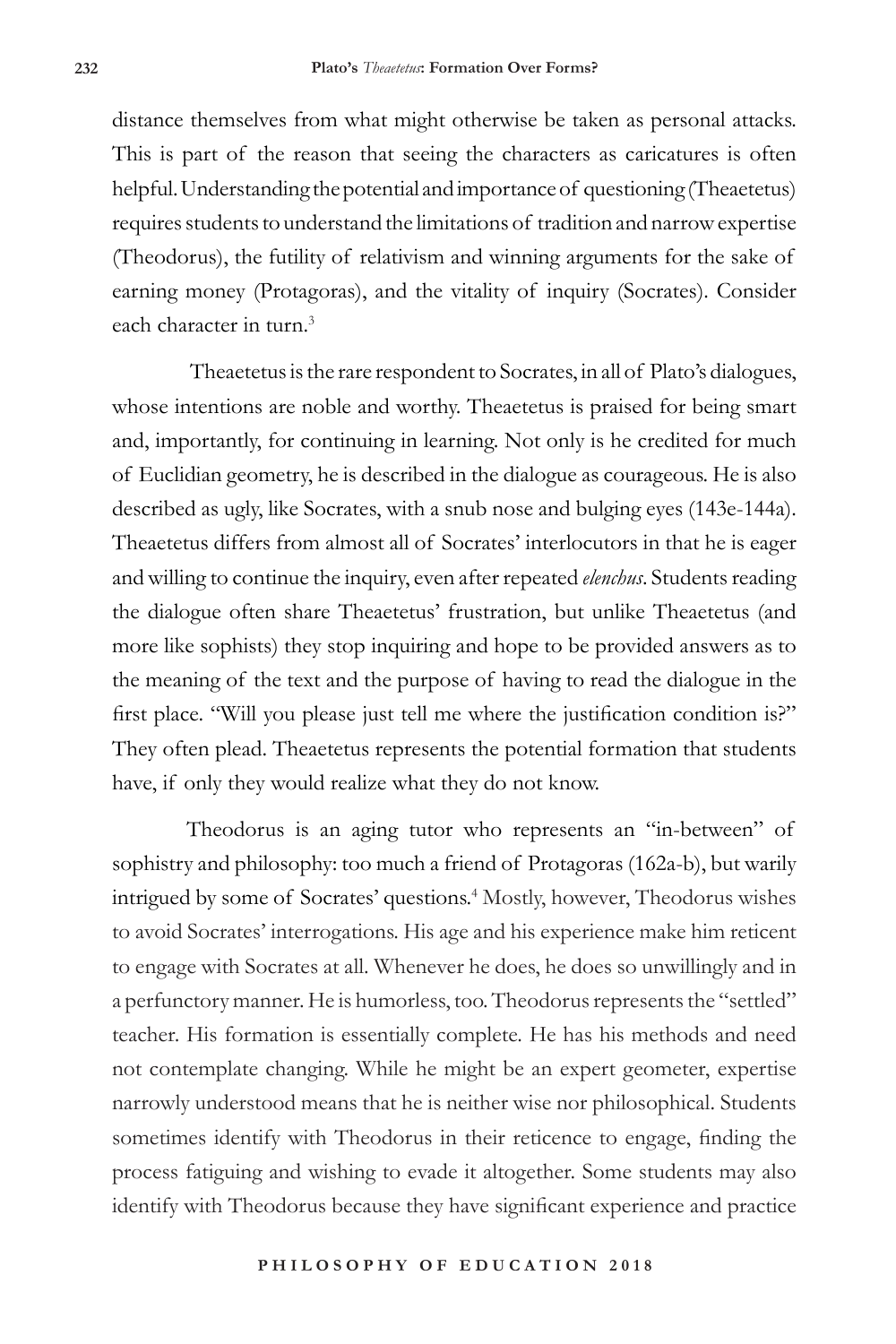distance themselves from what might otherwise be taken as personal attacks. This is part of the reason that seeing the characters as caricatures is often helpful. Understanding the potential and importance of questioning (Theaetetus) requires students to understand the limitations of tradition and narrow expertise (Theodorus), the futility of relativism and winning arguments for the sake of earning money (Protagoras), and the vitality of inquiry (Socrates). Consider each character in turn.[3]

Theaetetus is the rare respondent to Socrates, in all of Plato's dialogues, whose intentions are noble and worthy. Theaetetus is praised for being smart and, importantly, for continuing in learning. Not only is he credited for much of Euclidian geometry, he is described in the dialogue as courageous. He is also described as ugly, like Socrates, with a snub nose and bulging eyes (143e-144a). Theaetetus differs from almost all of Socrates' interlocutors in that he is eager and willing to continue the inquiry, even after repeated *elenchus*. Students reading the dialogue often share Theaetetus' frustration, but unlike Theaetetus (and more like sophists) they stop inquiring and hope to be provided answers as to the meaning of the text and the purpose of having to read the dialogue in the first place. "Will you please just tell me where the justification condition is?" They often plead. Theaetetus represents the potential formation that students have, if only they would realize what they do not know.

Theodorus is an aging tutor who represents an "in-between" of sophistry and philosophy: too much a friend of Protagoras (162a-b), but warily intrigued by some of Socrates' questions.[4] Mostly, however, Theodorus wishes to avoid Socrates' interrogations. His age and his experience make him reticent to engage with Socrates at all. Whenever he does, he does so unwillingly and in a perfunctory manner. He is humorless, too. Theodorus represents the "settled" teacher. His formation is essentially complete. He has his methods and need not contemplate changing. While he might be an expert geometer, expertise narrowly understood means that he is neither wise nor philosophical. Students sometimes identify with Theodorus in their reticence to engage, finding the process fatiguing and wishing to evade it altogether. Some students may also identify with Theodorus because they have significant experience and practice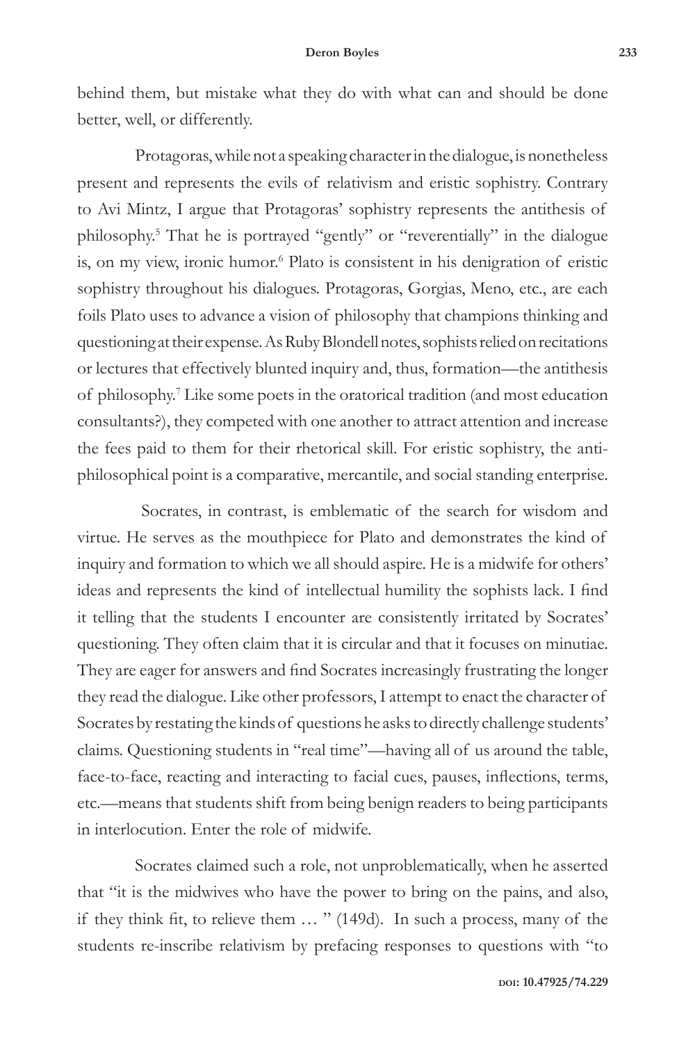behind them, but mistake what they do with what can and should be done better, well, or differently.

Protagoras, while not a speaking character in the dialogue, is nonetheless present and represents the evils of relativism and eristic sophistry. Contrary to Avi Mintz, I argue that Protagoras' sophistry represents the antithesis of philosophy.[5] That he is portrayed "gently" or "reverentially" in the dialogue is, on my view, ironic humor.[6] Plato is consistent in his denigration of eristic sophistry throughout his dialogues. Protagoras, Gorgias, Meno, etc., are each foils Plato uses to advance a vision of philosophy that champions thinking and questioning at their expense. As Ruby Blondell notes, sophists relied on recitations or lectures that effectively blunted inquiry and, thus, formation—the antithesis of philosophy.[7] Like some poets in the oratorical tradition (and most education consultants?), they competed with one another to attract attention and increase the fees paid to them for their rhetorical skill. For eristic sophistry, the anti-philosophical point is a comparative, mercantile, and social standing enterprise.

Socrates, in contrast, is emblematic of the search for wisdom and virtue. He serves as the mouthpiece for Plato and demonstrates the kind of inquiry and formation to which we all should aspire. He is a midwife for others' ideas and represents the kind of intellectual humility the sophists lack. I find it telling that the students I encounter are consistently irritated by Socrates' questioning. They often claim that it is circular and that it focuses on minutiae. They are eager for answers and find Socrates increasingly frustrating the longer they read the dialogue. Like other professors, I attempt to enact the character of Socrates by restating the kinds of questions he asks to directly challenge students' claims. Questioning students in "real time"—having all of us around the table, face-to-face, reacting and interacting to facial cues, pauses, inflections, terms, etc.—means that students shift from being benign readers to being participants in interlocution. Enter the role of midwife.

Socrates claimed such a role, not unproblematically, when he asserted that "it is the midwives who have the power to bring on the pains, and also, if they think fit, to relieve them … " (149d). In such a process, many of the students re-inscribe relativism by prefacing responses to questions with "to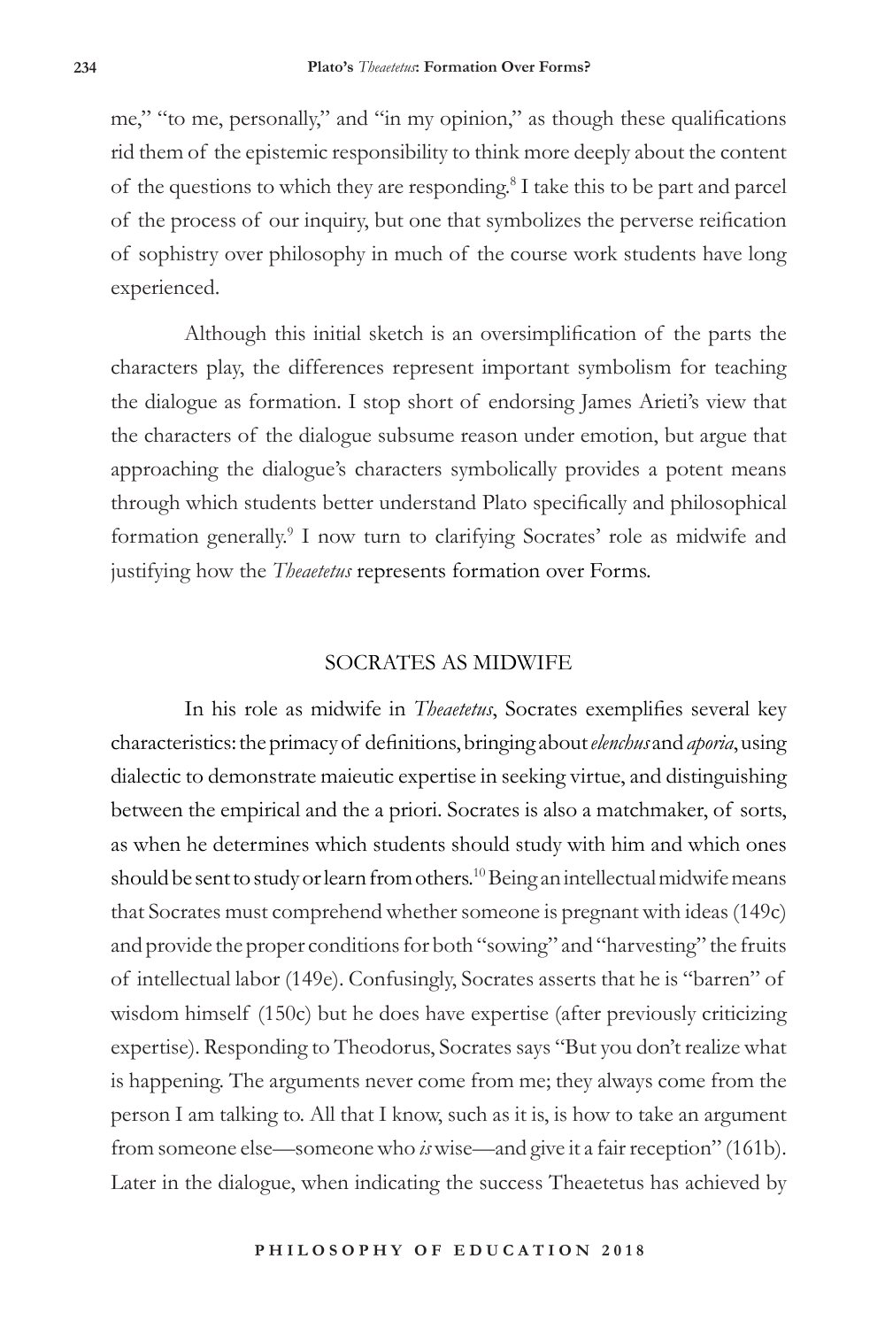me," "to me, personally," and "in my opinion," as though these qualifications rid them of the epistemic responsibility to think more deeply about the content of the questions to which they are responding.[8] I take this to be part and parcel of the process of our inquiry, but one that symbolizes the perverse reification of sophistry over philosophy in much of the course work students have long experienced.

Although this initial sketch is an oversimplification of the parts the characters play, the differences represent important symbolism for teaching the dialogue as formation. I stop short of endorsing James Arieti's view that the characters of the dialogue subsume reason under emotion, but argue that approaching the dialogue's characters symbolically provides a potent means through which students better understand Plato specifically and philosophical formation generally.[9] I now turn to clarifying Socrates' role as midwife and justifying how the *Theaetetus* represents formation over Forms.

## SOCRATES AS MIDWIFE

In his role as midwife in *Theaetetus*, Socrates exemplifies several key characteristics: the primacy of definitions, bringing about *elenchus* and *aporia*, using dialectic to demonstrate maieutic expertise in seeking virtue, and distinguishing between the empirical and the a priori. Socrates is also a matchmaker, of sorts, as when he determines which students should study with him and which ones should be sent to study or learn from others.[10] Being an intellectual midwife means that Socrates must comprehend whether someone is pregnant with ideas (149c) and provide the proper conditions for both "sowing" and "harvesting" the fruits of intellectual labor (149e). Confusingly, Socrates asserts that he is "barren" of wisdom himself (150c) but he does have expertise (after previously criticizing expertise). Responding to Theodorus, Socrates says "But you don't realize what is happening. The arguments never come from me; they always come from the person I am talking to. All that I know, such as it is, is how to take an argument from someone else—someone who *is* wise—and give it a fair reception" (161b). Later in the dialogue, when indicating the success Theaetetus has achieved by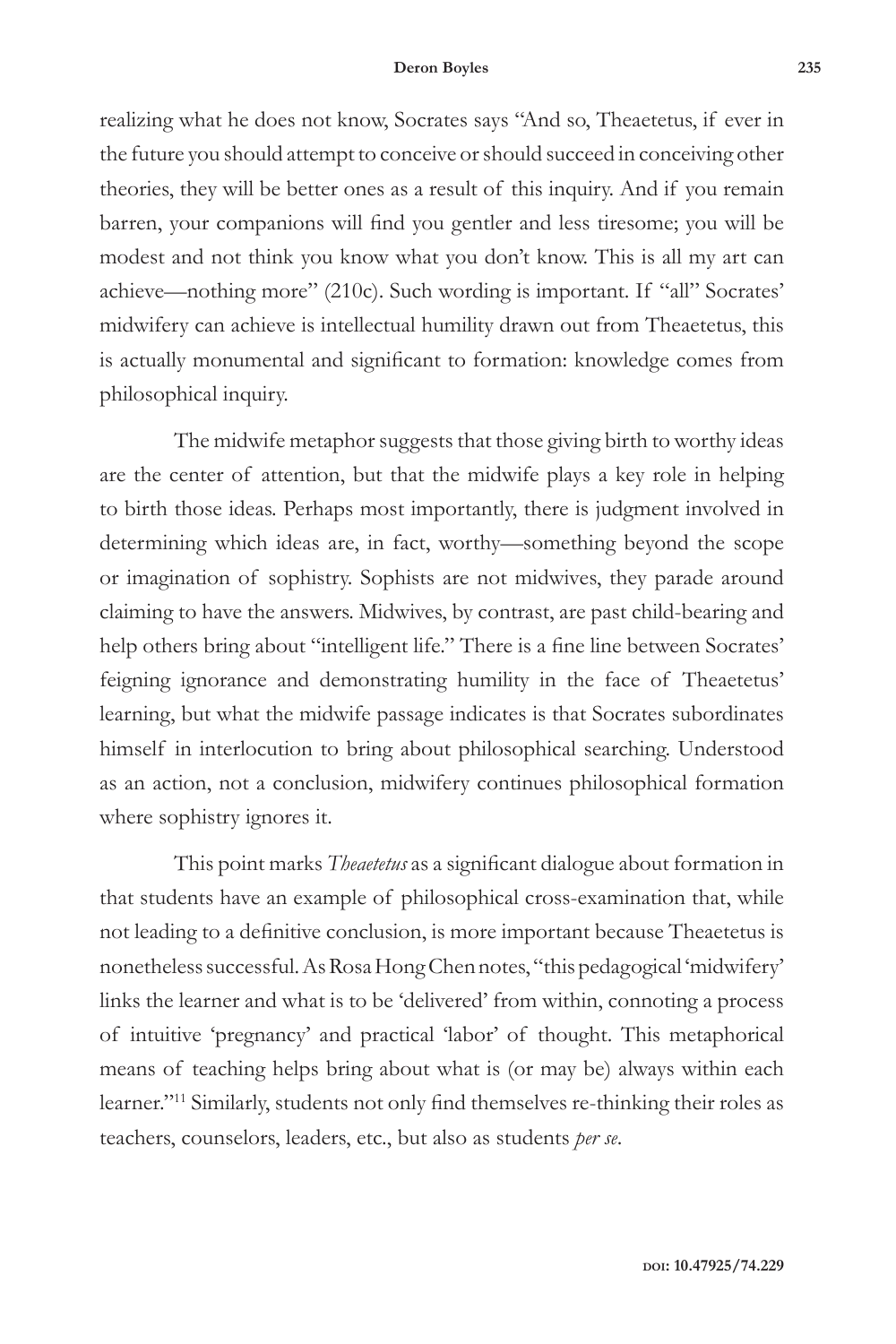realizing what he does not know, Socrates says "And so, Theaetetus, if ever in the future you should attempt to conceive or should succeed in conceiving other theories, they will be better ones as a result of this inquiry. And if you remain barren, your companions will find you gentler and less tiresome; you will be modest and not think you know what you don't know. This is all my art can achieve—nothing more" (210c). Such wording is important. If "all" Socrates' midwifery can achieve is intellectual humility drawn out from Theaetetus, this is actually monumental and significant to formation: knowledge comes from philosophical inquiry.

The midwife metaphor suggests that those giving birth to worthy ideas are the center of attention, but that the midwife plays a key role in helping to birth those ideas. Perhaps most importantly, there is judgment involved in determining which ideas are, in fact, worthy—something beyond the scope or imagination of sophistry. Sophists are not midwives, they parade around claiming to have the answers. Midwives, by contrast, are past child-bearing and help others bring about "intelligent life." There is a fine line between Socrates' feigning ignorance and demonstrating humility in the face of Theaetetus' learning, but what the midwife passage indicates is that Socrates subordinates himself in interlocution to bring about philosophical searching. Understood as an action, not a conclusion, midwifery continues philosophical formation where sophistry ignores it.

This point marks *Theaetetus* as a significant dialogue about formation in that students have an example of philosophical cross-examination that, while not leading to a definitive conclusion, is more important because Theaetetus is nonetheless successful. As Rosa Hong Chen notes, "this pedagogical 'midwifery' links the learner and what is to be 'delivered' from within, connoting a process of intuitive 'pregnancy' and practical 'labor' of thought. This metaphorical means of teaching helps bring about what is (or may be) always within each learner."[11] Similarly, students not only find themselves re-thinking their roles as teachers, counselors, leaders, etc., but also as students *per se*.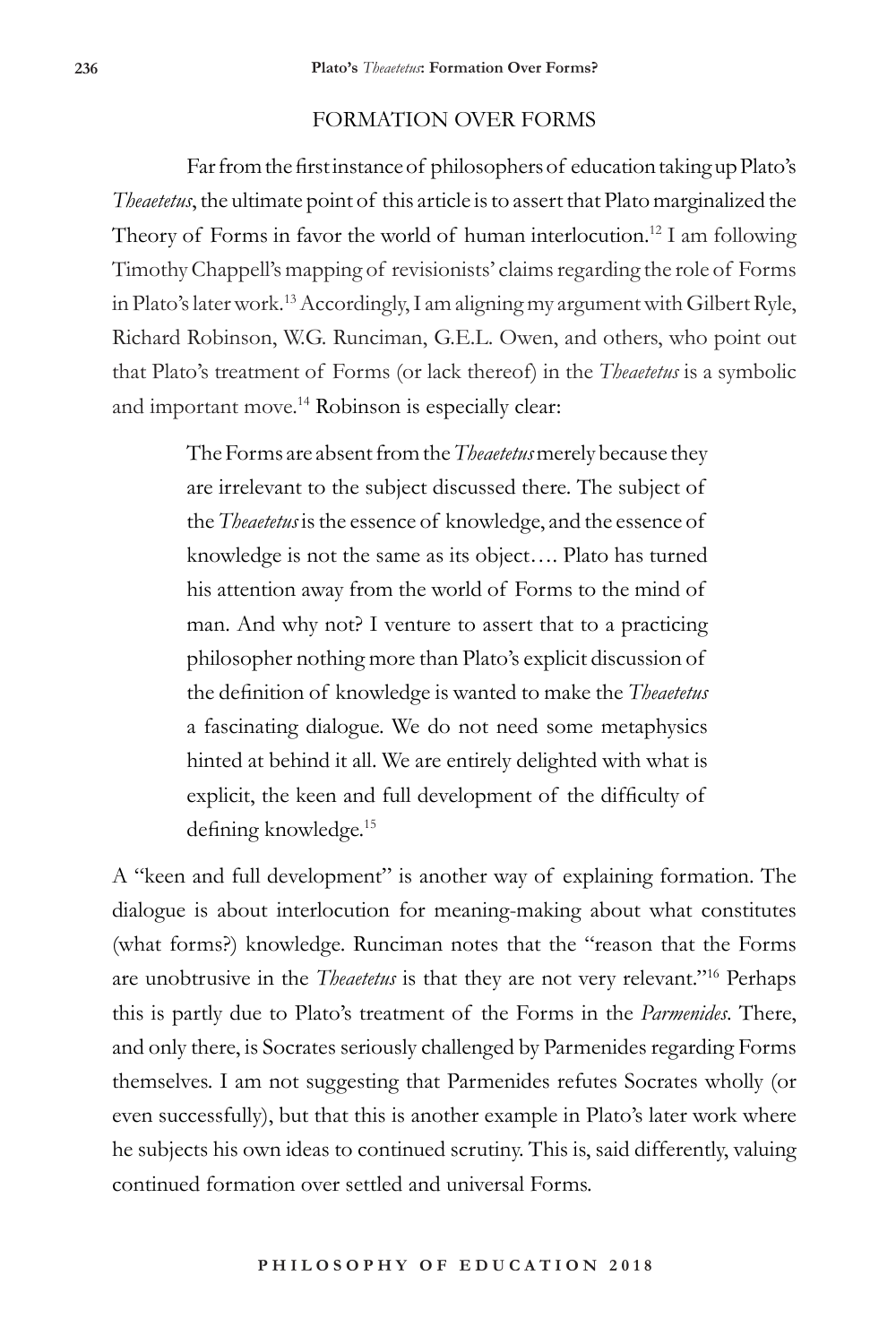## FORMATION OVER FORMS

Far from the first instance of philosophers of education taking up Plato's *Theaetetus*, the ultimate point of this article is to assert that Plato marginalized the Theory of Forms in favor the world of human interlocution.[12] I am following Timothy Chappell's mapping of revisionists' claims regarding the role of Forms in Plato's later work.[13] Accordingly, I am aligning my argument with Gilbert Ryle, Richard Robinson, W.G. Runciman, G.E.L. Owen, and others, who point out that Plato's treatment of Forms (or lack thereof) in the *Theaetetus* is a symbolic and important move.[14] Robinson is especially clear:

> The Forms are absent from the *Theaetetus* merely because they are irrelevant to the subject discussed there. The subject of the *Theaetetus* is the essence of knowledge, and the essence of knowledge is not the same as its object…. Plato has turned his attention away from the world of Forms to the mind of man. And why not? I venture to assert that to a practicing philosopher nothing more than Plato's explicit discussion of the definition of knowledge is wanted to make the *Theaetetus* a fascinating dialogue. We do not need some metaphysics hinted at behind it all. We are entirely delighted with what is explicit, the keen and full development of the difficulty of defining knowledge.[15]

A "keen and full development" is another way of explaining formation. The dialogue is about interlocution for meaning-making about what constitutes (what forms?) knowledge. Runciman notes that the "reason that the Forms are unobtrusive in the *Theaetetus* is that they are not very relevant."[16] Perhaps this is partly due to Plato's treatment of the Forms in the *Parmenides*. There, and only there, is Socrates seriously challenged by Parmenides regarding Forms themselves. I am not suggesting that Parmenides refutes Socrates wholly (or even successfully), but that this is another example in Plato's later work where he subjects his own ideas to continued scrutiny. This is, said differently, valuing continued formation over settled and universal Forms.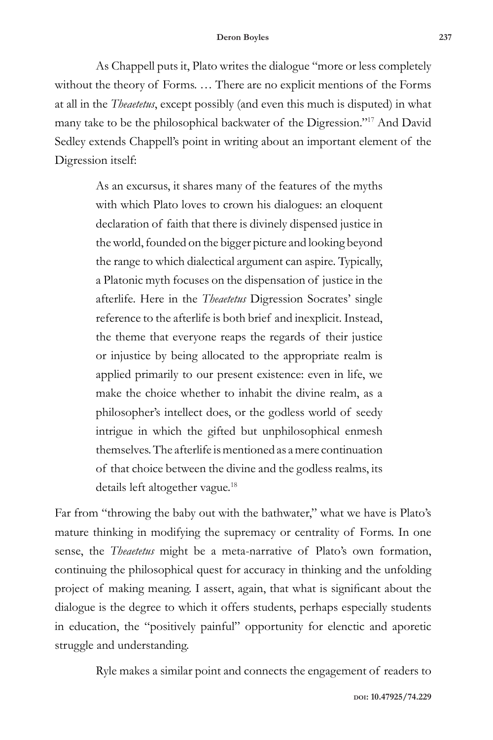As Chappell puts it, Plato writes the dialogue "more or less completely without the theory of Forms. … There are no explicit mentions of the Forms at all in the *Theaetetus*, except possibly (and even this much is disputed) in what many take to be the philosophical backwater of the Digression."[17] And David Sedley extends Chappell's point in writing about an important element of the Digression itself:

> As an excursus, it shares many of the features of the myths with which Plato loves to crown his dialogues: an eloquent declaration of faith that there is divinely dispensed justice in the world, founded on the bigger picture and looking beyond the range to which dialectical argument can aspire. Typically, a Platonic myth focuses on the dispensation of justice in the afterlife. Here in the *Theaetetus* Digression Socrates' single reference to the afterlife is both brief and inexplicit. Instead, the theme that everyone reaps the regards of their justice or injustice by being allocated to the appropriate realm is applied primarily to our present existence: even in life, we make the choice whether to inhabit the divine realm, as a philosopher's intellect does, or the godless world of seedy intrigue in which the gifted but unphilosophical enmesh themselves. The afterlife is mentioned as a mere continuation of that choice between the divine and the godless realms, its details left altogether vague.[18]

Far from "throwing the baby out with the bathwater," what we have is Plato's mature thinking in modifying the supremacy or centrality of Forms. In one sense, the *Theaetetus* might be a meta-narrative of Plato's own formation, continuing the philosophical quest for accuracy in thinking and the unfolding project of making meaning. I assert, again, that what is significant about the dialogue is the degree to which it offers students, perhaps especially students in education, the "positively painful" opportunity for elenctic and aporetic struggle and understanding.

Ryle makes a similar point and connects the engagement of readers to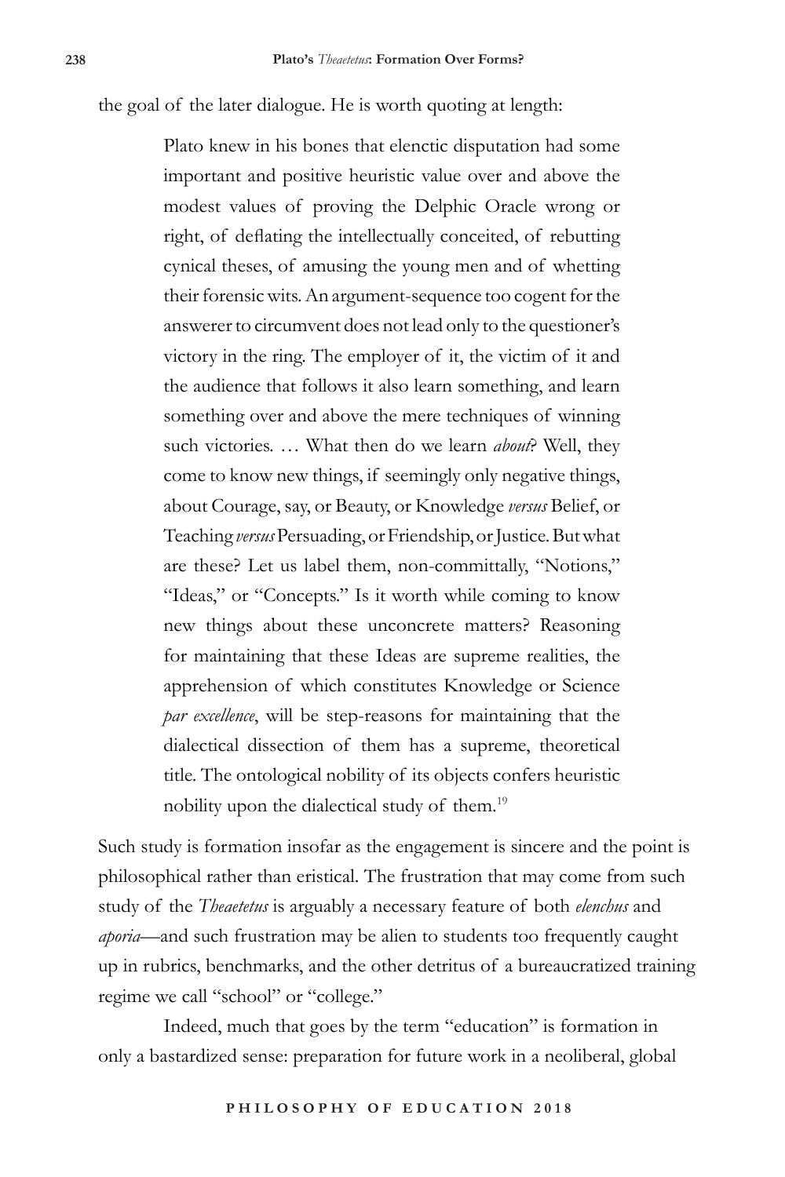the goal of the later dialogue. He is worth quoting at length:

> Plato knew in his bones that elenctic disputation had some important and positive heuristic value over and above the modest values of proving the Delphic Oracle wrong or right, of deflating the intellectually conceited, of rebutting cynical theses, of amusing the young men and of whetting their forensic wits. An argument-sequence too cogent for the answerer to circumvent does not lead only to the questioner's victory in the ring. The employer of it, the victim of it and the audience that follows it also learn something, and learn something over and above the mere techniques of winning such victories. … What then do we learn *about*? Well, they come to know new things, if seemingly only negative things, about Courage, say, or Beauty, or Knowledge *versus* Belief, or Teaching *versus* Persuading, or Friendship, or Justice. But what are these? Let us label them, non-committally, "Notions," "Ideas," or "Concepts." Is it worth while coming to know new things about these unconcrete matters? Reasoning for maintaining that these Ideas are supreme realities, the apprehension of which constitutes Knowledge or Science *par excellence*, will be step-reasons for maintaining that the dialectical dissection of them has a supreme, theoretical title. The ontological nobility of its objects confers heuristic nobility upon the dialectical study of them.[19]

Such study is formation insofar as the engagement is sincere and the point is philosophical rather than eristical. The frustration that may come from such study of the *Theaetetus* is arguably a necessary feature of both *elenchus* and *aporia*—and such frustration may be alien to students too frequently caught up in rubrics, benchmarks, and the other detritus of a bureaucratized training regime we call "school" or "college."

Indeed, much that goes by the term "education" is formation in only a bastardized sense: preparation for future work in a neoliberal, global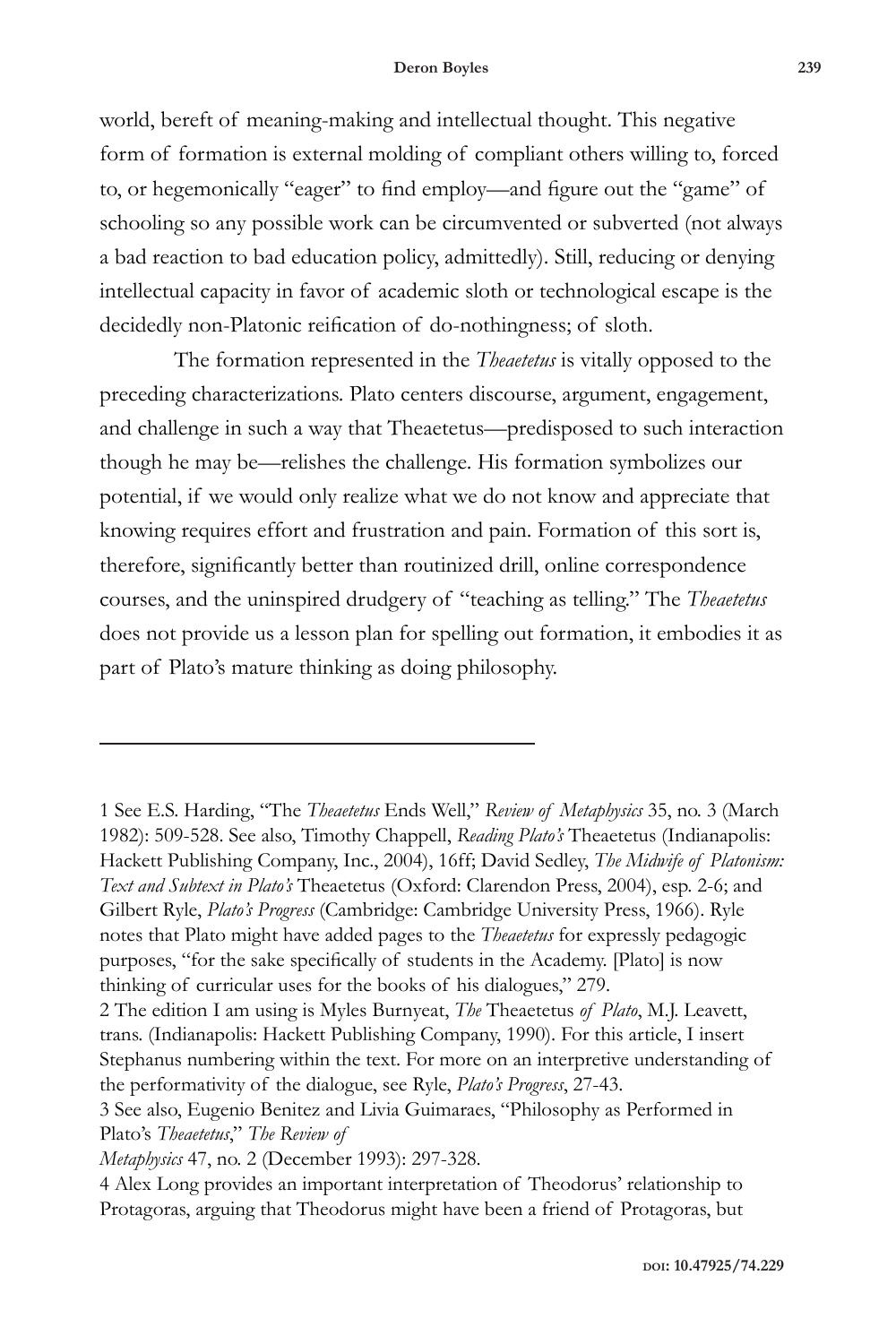world, bereft of meaning-making and intellectual thought. This negative form of formation is external molding of compliant others willing to, forced to, or hegemonically "eager" to find employ—and figure out the "game" of schooling so any possible work can be circumvented or subverted (not always a bad reaction to bad education policy, admittedly). Still, reducing or denying intellectual capacity in favor of academic sloth or technological escape is the decidedly non-Platonic reification of do-nothingness; of sloth.

The formation represented in the *Theaetetus* is vitally opposed to the preceding characterizations. Plato centers discourse, argument, engagement, and challenge in such a way that Theaetetus—predisposed to such interaction though he may be—relishes the challenge. His formation symbolizes our potential, if we would only realize what we do not know and appreciate that knowing requires effort and frustration and pain. Formation of this sort is, therefore, significantly better than routinized drill, online correspondence courses, and the uninspired drudgery of "teaching as telling." The *Theaetetus* does not provide us a lesson plan for spelling out formation, it embodies it as part of Plato's mature thinking as doing philosophy.

---

1 See E.S. Harding, "The *Theaetetus* Ends Well," *Review of Metaphysics* 35, no. 3 (March 1982): 509-528. See also, Timothy Chappell, *Reading Plato's* Theaetetus (Indianapolis: Hackett Publishing Company, Inc., 2004), 16ff; David Sedley, *The Midwife of Platonism: Text and Subtext in Plato's* Theaetetus (Oxford: Clarendon Press, 2004), esp. 2-6; and Gilbert Ryle, *Plato's Progress* (Cambridge: Cambridge University Press, 1966). Ryle notes that Plato might have added pages to the *Theaetetus* for expressly pedagogic purposes, "for the sake specifically of students in the Academy. [Plato] is now thinking of curricular uses for the books of his dialogues," 279.

2 The edition I am using is Myles Burnyeat, *The* Theaetetus *of Plato*, M.J. Leavett, trans. (Indianapolis: Hackett Publishing Company, 1990). For this article, I insert Stephanus numbering within the text. For more on an interpretive understanding of the performativity of the dialogue, see Ryle, *Plato's Progress*, 27-43.

3 See also, Eugenio Benitez and Livia Guimaraes, "Philosophy as Performed in Plato's *Theaetetus*," *The Review of Metaphysics* 47, no. 2 (December 1993): 297-328.

4 Alex Long provides an important interpretation of Theodorus' relationship to Protagoras, arguing that Theodorus might have been a friend of Protagoras, but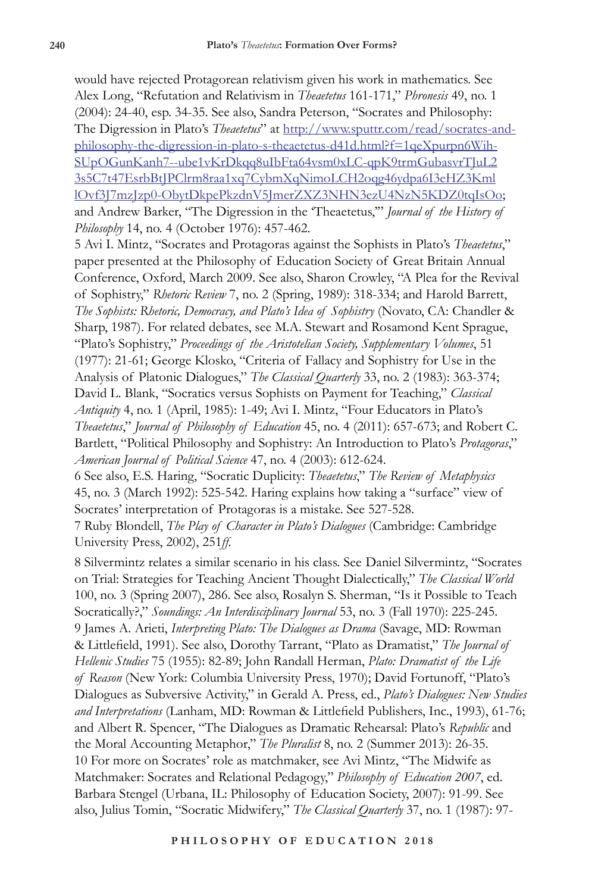would have rejected Protagorean relativism given his work in mathematics. See Alex Long, "Refutation and Relativism in *Theaetetus* 161-171," *Phronesis* 49, no. 1 (2004): 24-40, esp. 34-35. See also, Sandra Peterson, "Socrates and Philosophy: The Digression in Plato's *Theaetetus*" at http://www.sputtr.com/read/socrates-and-philosophy-the-digression-in-plato-s-theaetetus-d41d.html?f=1qeXpurpn6Wih-SUpOGunKanh7--ube1vKrDkqq8uIbFta64vsm0xLC-qpK9trmGubasvrTJuL23s5C7t47EsrbBtJPClrm8raa1xq7CybmXqNimoLCH2oqg46ydpa6I3eHZ3KmlOvf3J7mzJzp0-ObytDkpePkzdnV5JmerZXZ3NHN3ezU4NzN5KDZ0tqIsOo; and Andrew Barker, "The Digression in the 'Theaetetus,'" *Journal of the History of Philosophy* 14, no. 4 (October 1976): 457-462.

5 Avi I. Mintz, "Socrates and Protagoras against the Sophists in Plato's *Theaetetus*," paper presented at the Philosophy of Education Society of Great Britain Annual Conference, Oxford, March 2009. See also, Sharon Crowley, "A Plea for the Revival of Sophistry," *Rhetoric Review* 7, no. 2 (Spring, 1989): 318-334; and Harold Barrett, *The Sophists: Rhetoric, Democracy, and Plato's Idea of Sophistry* (Novato, CA: Chandler & Sharp, 1987). For related debates, see M.A. Stewart and Rosamond Kent Sprague, "Plato's Sophistry," *Proceedings of the Aristotelian Society, Supplementary Volumes*, 51 (1977): 21-61; George Klosko, "Criteria of Fallacy and Sophistry for Use in the Analysis of Platonic Dialogues," *The Classical Quarterly* 33, no. 2 (1983): 363-374; David L. Blank, "Socratics versus Sophists on Payment for Teaching," *Classical Antiquity* 4, no. 1 (April, 1985): 1-49; Avi I. Mintz, "Four Educators in Plato's *Theaetetus*," *Journal of Philosophy of Education* 45, no. 4 (2011): 657-673; and Robert C. Bartlett, "Political Philosophy and Sophistry: An Introduction to Plato's *Protagoras*," *American Journal of Political Science* 47, no. 4 (2003): 612-624.

6 See also, E.S. Haring, "Socratic Duplicity: *Theaetetus*," *The Review of Metaphysics* 45, no. 3 (March 1992): 525-542. Haring explains how taking a "surface" view of Socrates' interpretation of Protagoras is a mistake. See 527-528.

7 Ruby Blondell, *The Play of Character in Plato's Dialogues* (Cambridge: Cambridge University Press, 2002), 251*ff.*

8 Silvermintz relates a similar scenario in his class. See Daniel Silvermintz, "Socrates on Trial: Strategies for Teaching Ancient Thought Dialectically," *The Classical World* 100, no. 3 (Spring 2007), 286. See also, Rosalyn S. Sherman, "Is it Possible to Teach Socratically?," *Soundings: An Interdisciplinary Journal* 53, no. 3 (Fall 1970): 225-245.

9 James A. Arieti, *Interpreting Plato: The Dialogues as Drama* (Savage, MD: Rowman & Littlefield, 1991). See also, Dorothy Tarrant, "Plato as Dramatist," *The Journal of Hellenic Studies* 75 (1955): 82-89; John Randall Herman, *Plato: Dramatist of the Life of Reason* (New York: Columbia University Press, 1970); David Fortunoff, "Plato's Dialogues as Subversive Activity," in Gerald A. Press, ed., *Plato's Dialogues: New Studies and Interpretations* (Lanham, MD: Rowman & Littlefield Publishers, Inc., 1993), 61-76; and Albert R. Spencer, "The Dialogues as Dramatic Rehearsal: Plato's *Republic* and the Moral Accounting Metaphor," *The Pluralist* 8, no. 2 (Summer 2013): 26-35.

10 For more on Socrates' role as matchmaker, see Avi Mintz, "The Midwife as Matchmaker: Socrates and Relational Pedagogy," *Philosophy of Education 2007*, ed. Barbara Stengel (Urbana, IL: Philosophy of Education Society, 2007): 91-99. See also, Julius Tomin, "Socratic Midwifery," *The Classical Quarterly* 37, no. 1 (1987): 97-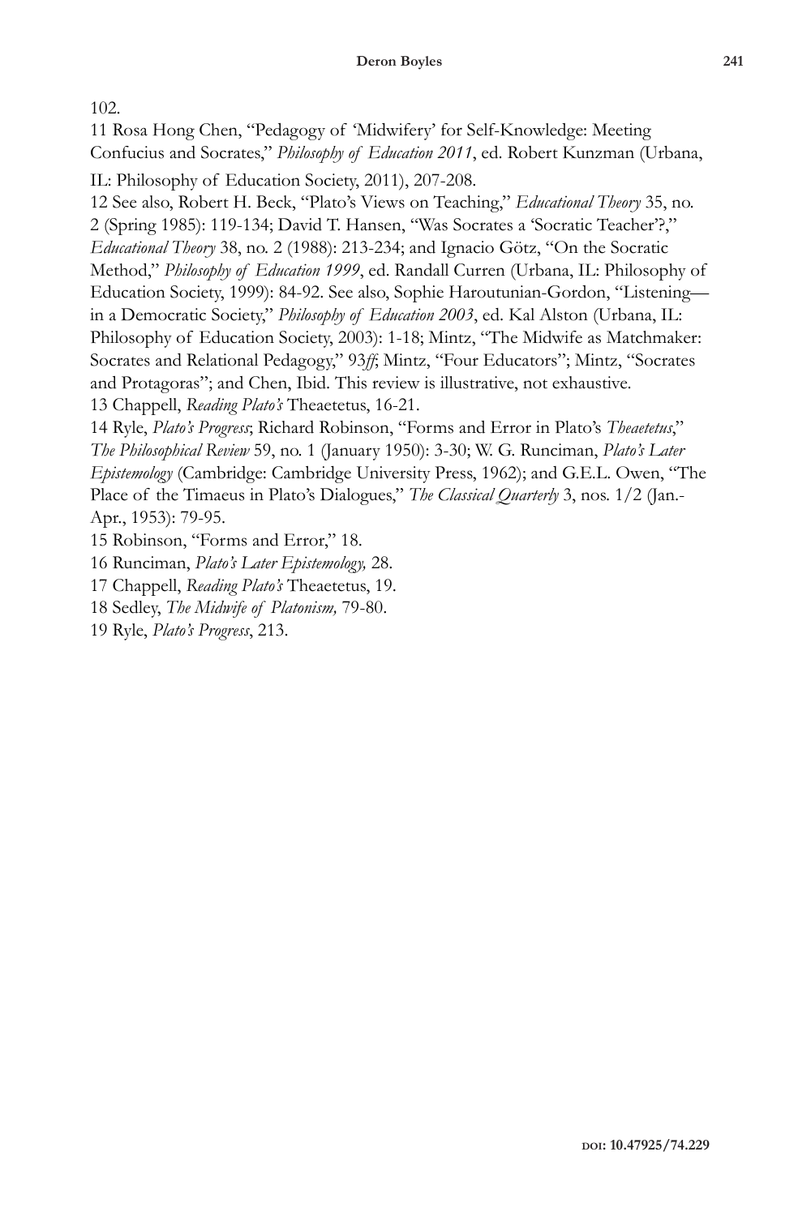102.

11 Rosa Hong Chen, "Pedagogy of 'Midwifery' for Self-Knowledge: Meeting Confucius and Socrates," *Philosophy of Education 2011*, ed. Robert Kunzman (Urbana, IL: Philosophy of Education Society, 2011), 207-208.

12 See also, Robert H. Beck, "Plato's Views on Teaching," *Educational Theory* 35, no. 2 (Spring 1985): 119-134; David T. Hansen, "Was Socrates a 'Socratic Teacher'?," *Educational Theory* 38, no. 2 (1988): 213-234; and Ignacio Götz, "On the Socratic Method," *Philosophy of Education 1999*, ed. Randall Curren (Urbana, IL: Philosophy of Education Society, 1999): 84-92. See also, Sophie Haroutunian-Gordon, "Listening—in a Democratic Society," *Philosophy of Education 2003*, ed. Kal Alston (Urbana, IL: Philosophy of Education Society, 2003): 1-18; Mintz, "The Midwife as Matchmaker: Socrates and Relational Pedagogy," 93*ff*; Mintz, "Four Educators"; Mintz, "Socrates and Protagoras"; and Chen, Ibid. This review is illustrative, not exhaustive.

13 Chappell, *Reading Plato's* Theaetetus, 16-21.

14 Ryle, *Plato's Progress*; Richard Robinson, "Forms and Error in Plato's *Theaetetus*," *The Philosophical Review* 59, no. 1 (January 1950): 3-30; W. G. Runciman, *Plato's Later Epistemology* (Cambridge: Cambridge University Press, 1962); and G.E.L. Owen, "The Place of the Timaeus in Plato's Dialogues," *The Classical Quarterly* 3, nos. 1/2 (Jan.-Apr., 1953): 79-95.

15 Robinson, "Forms and Error," 18.

16 Runciman, *Plato's Later Epistemology,* 28.

17 Chappell, *Reading Plato's* Theaetetus, 19.

18 Sedley, *The Midwife of Platonism,* 79-80.

19 Ryle, *Plato's Progress*, 213.